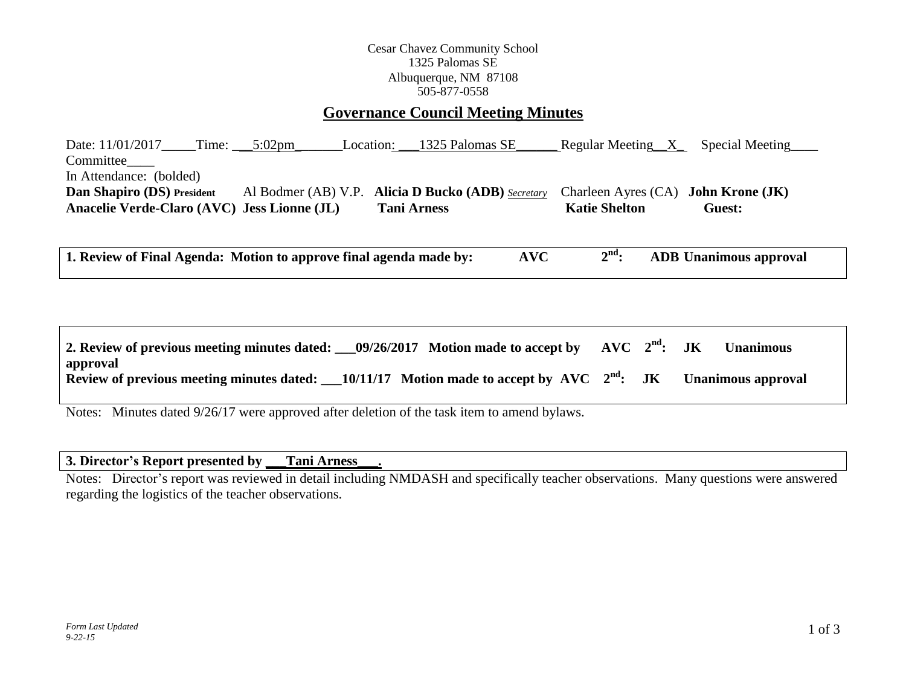Cesar Chavez Community School
1325 Palomas SE
Albuquerque, NM 87108
505-877-0558

# Governance Council Meeting Minutes

Date: 11/01/2017_____Time: ___5:02pm_______Location: ___1325 Palomas SE______ Regular Meeting__X_ Special Meeting____ Committee____

In Attendance: (bolded)

**Dan Shapiro (DS) President** Al Bodmer (AB) V.P. **Alicia D Bucko (ADB)** *Secretary* Charleen Ayres (CA) **John Krone (JK)**
**Anacelie Verde-Claro (AVC) Jess Lionne (JL) Tani Arness Katie Shelton Guest:**

**1. Review of Final Agenda: Motion to approve final agenda made by: AVC 2nd: ADB Unanimous approval**

**2. Review of previous meeting minutes dated: ___09/26/2017 Motion made to accept by AVC 2nd: JK Unanimous approval**
**Review of previous meeting minutes dated: ___10/11/17 Motion made to accept by AVC 2nd: JK Unanimous approval**

Notes: Minutes dated 9/26/17 were approved after deletion of the task item to amend bylaws.

**3. Director's Report presented by ___Tani Arness___.**

Notes: Director's report was reviewed in detail including NMDASH and specifically teacher observations. Many questions were answered regarding the logistics of the teacher observations.

*Form Last Updated 9-22-15*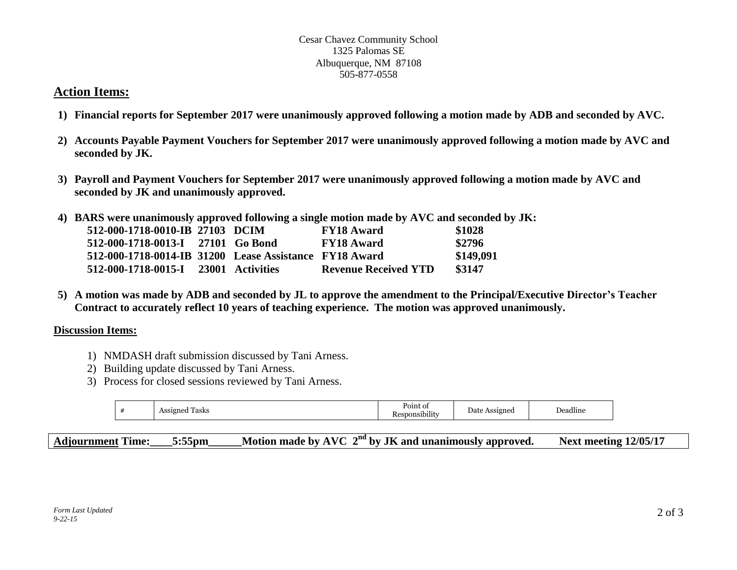Cesar Chavez Community School
1325 Palomas SE
Albuquerque, NM 87108
505-877-0558

## Action Items:

1) **Financial reports for September 2017 were unanimously approved following a motion made by ADB and seconded by AVC.**

2) **Accounts Payable Payment Vouchers for September 2017 were unanimously approved following a motion made by AVC and seconded by JK.**

3) **Payroll and Payment Vouchers for September 2017 were unanimously approved following a motion made by AVC and seconded by JK and unanimously approved.**

4) **BARS were unanimously approved following a single motion made by AVC and seconded by JK:**

| | | | | |
|---|---|---|---|---|
| **512-000-1718-0010-IB** | **27103** | **DCIM** | **FY18 Award** | **$1028** |
| **512-000-1718-0013-I** | **27101** | **Go Bond** | **FY18 Award** | **$2796** |
| **512-000-1718-0014-IB** | **31200** | **Lease Assistance** | **FY18 Award** | **$149,091** |
| **512-000-1718-0015-I** | **23001** | **Activities** | **Revenue Received YTD** | **$3147** |

5) **A motion was made by ADB and seconded by JL to approve the amendment to the Principal/Executive Director's Teacher Contract to accurately reflect 10 years of teaching experience. The motion was approved unanimously.**

### Discussion Items:

1) NMDASH draft submission discussed by Tani Arness.
2) Building update discussed by Tani Arness.
3) Process for closed sessions reviewed by Tani Arness.

| # | Assigned Tasks | Point of Responsibility | Date Assigned | Deadline |
|---|---|---|---|---|

**Adjournment Time:\_\_\_\_5:55pm\_\_\_\_\_\_Motion made by AVC 2nd by JK and unanimously approved. Next meeting 12/05/17**

*Form Last Updated 9-22-15*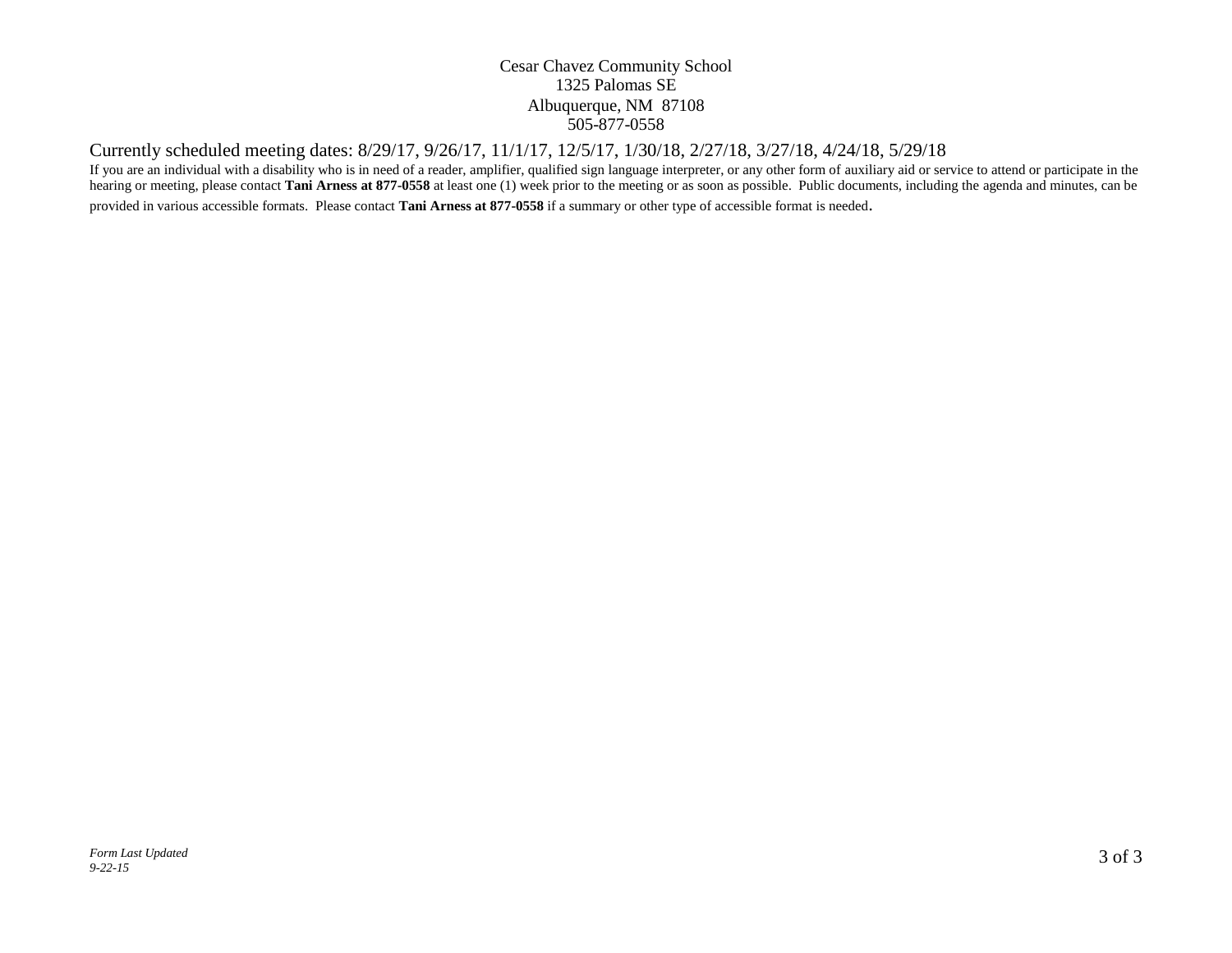Cesar Chavez Community School
1325 Palomas SE
Albuquerque, NM 87108
505-877-0558

Currently scheduled meeting dates: 8/29/17, 9/26/17, 11/1/17, 12/5/17, 1/30/18, 2/27/18, 3/27/18, 4/24/18, 5/29/18

If you are an individual with a disability who is in need of a reader, amplifier, qualified sign language interpreter, or any other form of auxiliary aid or service to attend or participate in the hearing or meeting, please contact **Tani Arness at 877-0558** at least one (1) week prior to the meeting or as soon as possible. Public documents, including the agenda and minutes, can be provided in various accessible formats. Please contact **Tani Arness at 877-0558** if a summary or other type of accessible format is needed.

*Form Last Updated*
*9-22-15*